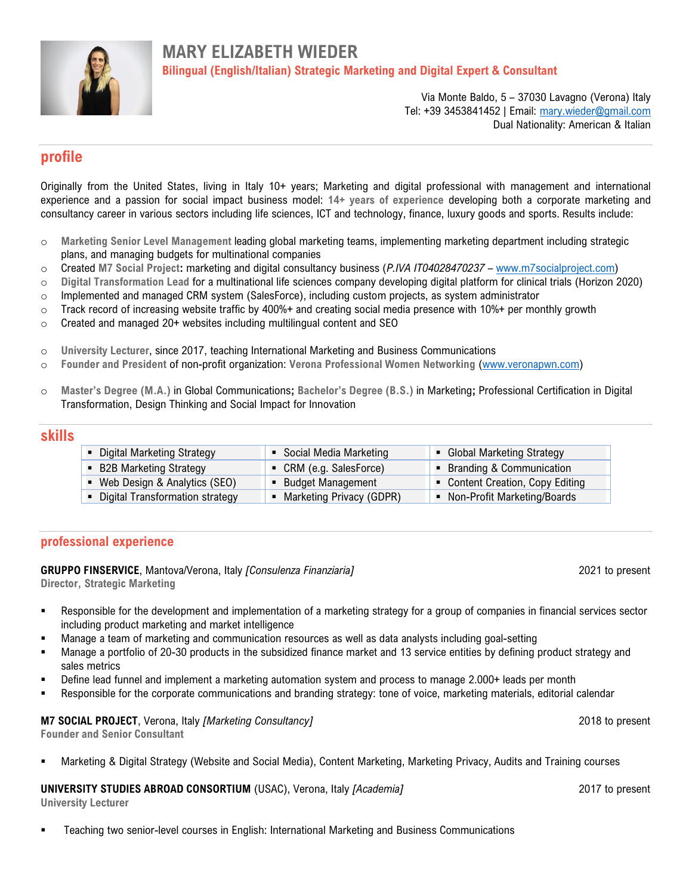# MARY ELIZABETH WIEDER

**Bilingual (English/Italian) Strategic Marketing and Digital Expert & Consultant**

Via Monte Baldo, 5 – 37030 Lavagno (Verona) Italy
Tel: +39 3453841452 | Email: mary.wieder@gmail.com
Dual Nationality: American & Italian

## profile

Originally from the United States, living in Italy 10+ years; Marketing and digital professional with management and international experience and a passion for social impact business model: **14+ years of experience** developing both a corporate marketing and consultancy career in various sectors including life sciences, ICT and technology, finance, luxury goods and sports. Results include:

- **Marketing Senior Level Management** leading global marketing teams, implementing marketing department including strategic plans, and managing budgets for multinational companies
- Created **M7 Social Project:** marketing and digital consultancy business (*P.IVA IT04028470237* – www.m7socialproject.com)
- **Digital Transformation Lead** for a multinational life sciences company developing digital platform for clinical trials (Horizon 2020)
- Implemented and managed CRM system (SalesForce), including custom projects, as system administrator
- Track record of increasing website traffic by 400%+ and creating social media presence with 10%+ per monthly growth
- Created and managed 20+ websites including multilingual content and SEO

- **University Lecturer**, since 2017, teaching International Marketing and Business Communications
- **Founder and President** of non-profit organization: **Verona Professional Women Networking** (www.veronapwn.com)

- **Master's Degree (M.A.)** in Global Communications**;** **Bachelor's Degree (B.S.)** in Marketing**;** Professional Certification in Digital Transformation, Design Thinking and Social Impact for Innovation

## skills

| | | |
|---|---|---|
| ▪ Digital Marketing Strategy | ▪ Social Media Marketing | ▪ Global Marketing Strategy |
| ▪ B2B Marketing Strategy | ▪ CRM (e.g. SalesForce) | ▪ Branding & Communication |
| ▪ Web Design & Analytics (SEO) | ▪ Budget Management | ▪ Content Creation, Copy Editing |
| ▪ Digital Transformation strategy | ▪ Marketing Privacy (GDPR) | ▪ Non-Profit Marketing/Boards |

## professional experience

**GRUPPO FINSERVICE**, Mantova/Verona, Italy *[Consulenza Finanziaria]* — 2021 to present
**Director, Strategic Marketing**

- Responsible for the development and implementation of a marketing strategy for a group of companies in financial services sector including product marketing and market intelligence
- Manage a team of marketing and communication resources as well as data analysts including goal-setting
- Manage a portfolio of 20-30 products in the subsidized finance market and 13 service entities by defining product strategy and sales metrics
- Define lead funnel and implement a marketing automation system and process to manage 2.000+ leads per month
- Responsible for the corporate communications and branding strategy: tone of voice, marketing materials, editorial calendar

**M7 SOCIAL PROJECT**, Verona, Italy *[Marketing Consultancy]* — 2018 to present
**Founder and Senior Consultant**

- Marketing & Digital Strategy (Website and Social Media), Content Marketing, Marketing Privacy, Audits and Training courses

**UNIVERSITY STUDIES ABROAD CONSORTIUM** (USAC), Verona, Italy *[Academia]* — 2017 to present
**University Lecturer**

- Teaching two senior-level courses in English: International Marketing and Business Communications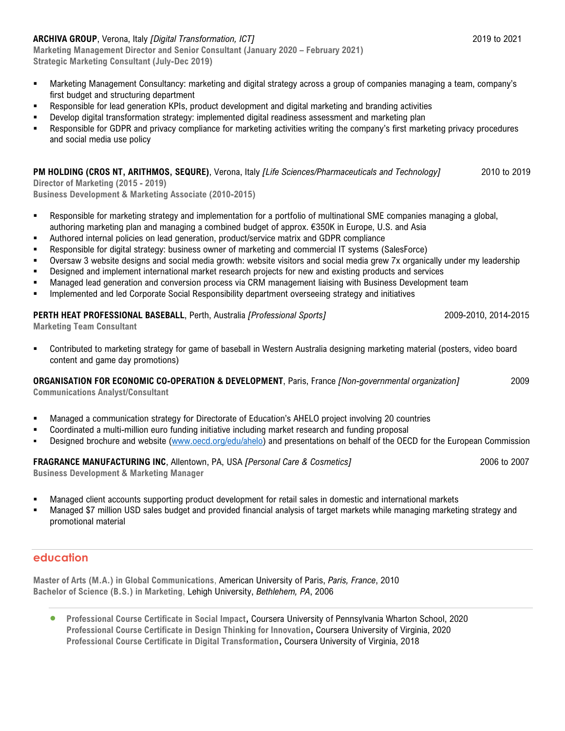**ARCHIVA GROUP**, Verona, Italy *[Digital Transformation, ICT]* 2019 to 2021

**Marketing Management Director and Senior Consultant (January 2020 – February 2021)**
**Strategic Marketing Consultant (July-Dec 2019)**

- Marketing Management Consultancy: marketing and digital strategy across a group of companies managing a team, company's first budget and structuring department
- Responsible for lead generation KPIs, product development and digital marketing and branding activities
- Develop digital transformation strategy: implemented digital readiness assessment and marketing plan
- Responsible for GDPR and privacy compliance for marketing activities writing the company's first marketing privacy procedures and social media use policy

**PM HOLDING (CROS NT, ARITHMOS, SEQURE)**, Verona, Italy *[Life Sciences/Pharmaceuticals and Technology]* 2010 to 2019

**Director of Marketing (2015 - 2019)**
**Business Development & Marketing Associate (2010-2015)**

- Responsible for marketing strategy and implementation for a portfolio of multinational SME companies managing a global, authoring marketing plan and managing a combined budget of approx. €350K in Europe, U.S. and Asia
- Authored internal policies on lead generation, product/service matrix and GDPR compliance
- Responsible for digital strategy: business owner of marketing and commercial IT systems (SalesForce)
- Oversaw 3 website designs and social media growth: website visitors and social media grew 7x organically under my leadership
- Designed and implement international market research projects for new and existing products and services
- Managed lead generation and conversion process via CRM management liaising with Business Development team
- Implemented and led Corporate Social Responsibility department overseeing strategy and initiatives

**PERTH HEAT PROFESSIONAL BASEBALL**, Perth, Australia *[Professional Sports]* 2009-2010, 2014-2015

**Marketing Team Consultant**

- Contributed to marketing strategy for game of baseball in Western Australia designing marketing material (posters, video board content and game day promotions)

**ORGANISATION FOR ECONOMIC CO-OPERATION & DEVELOPMENT**, Paris, France *[Non-governmental organization]* 2009

**Communications Analyst/Consultant**

- Managed a communication strategy for Directorate of Education's AHELO project involving 20 countries
- Coordinated a multi-million euro funding initiative including market research and funding proposal
- Designed brochure and website (www.oecd.org/edu/ahelo) and presentations on behalf of the OECD for the European Commission

**FRAGRANCE MANUFACTURING INC**, Allentown, PA, USA *[Personal Care & Cosmetics]* 2006 to 2007

**Business Development & Marketing Manager**

- Managed client accounts supporting product development for retail sales in domestic and international markets
- Managed $7 million USD sales budget and provided financial analysis of target markets while managing marketing strategy and promotional material

## education

**Master of Arts (M.A.) in Global Communications**, American University of Paris, *Paris, France*, 2010
**Bachelor of Science (B.S.) in Marketing**, Lehigh University, *Bethlehem, PA*, 2006

- **Professional Course Certificate in Social Impact**, Coursera University of Pennsylvania Wharton School, 2020
  **Professional Course Certificate in Design Thinking for Innovation**, Coursera University of Virginia, 2020
  **Professional Course Certificate in Digital Transformation**, Coursera University of Virginia, 2018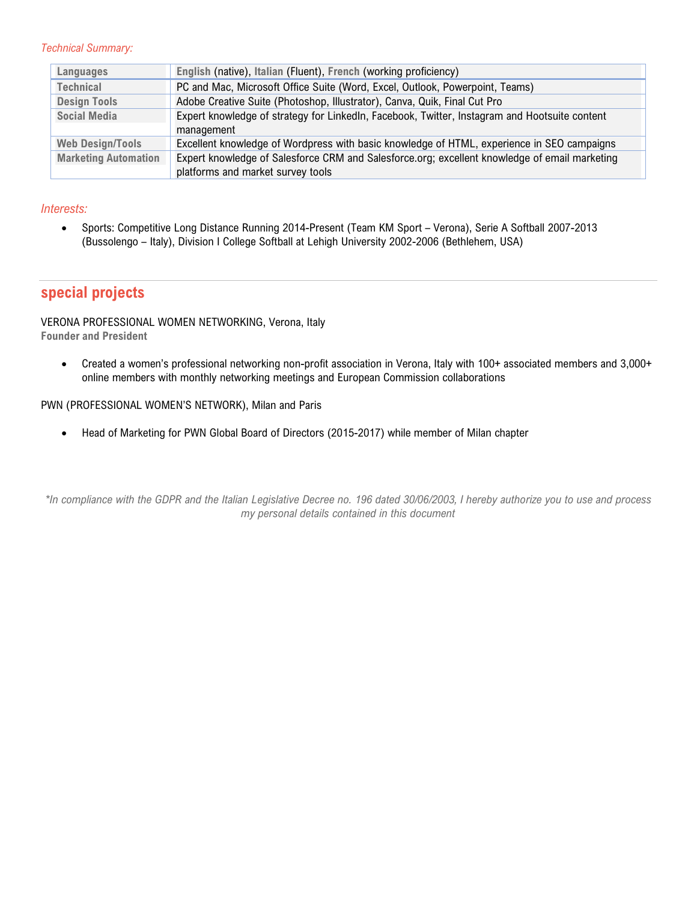*Technical Summary:*

| | |
|---|---|
| **Languages** | **English** (native), **Italian** (Fluent), **French** (working proficiency) |
| **Technical** | PC and Mac, Microsoft Office Suite (Word, Excel, Outlook, Powerpoint, Teams) |
| **Design Tools** | Adobe Creative Suite (Photoshop, Illustrator), Canva, Quik, Final Cut Pro |
| **Social Media** | Expert knowledge of strategy for LinkedIn, Facebook, Twitter, Instagram and Hootsuite content management |
| **Web Design/Tools** | Excellent knowledge of Wordpress with basic knowledge of HTML, experience in SEO campaigns |
| **Marketing Automation** | Expert knowledge of Salesforce CRM and Salesforce.org; excellent knowledge of email marketing platforms and market survey tools |

*Interests:*

- Sports: Competitive Long Distance Running 2014-Present (Team KM Sport – Verona), Serie A Softball 2007-2013 (Bussolengo – Italy), Division I College Softball at Lehigh University 2002-2006 (Bethlehem, USA)

## special projects

VERONA PROFESSIONAL WOMEN NETWORKING, Verona, Italy
**Founder and President**

- Created a women's professional networking non-profit association in Verona, Italy with 100+ associated members and 3,000+ online members with monthly networking meetings and European Commission collaborations

PWN (PROFESSIONAL WOMEN'S NETWORK), Milan and Paris

- Head of Marketing for PWN Global Board of Directors (2015-2017) while member of Milan chapter

*\*In compliance with the GDPR and the Italian Legislative Decree no. 196 dated 30/06/2003, I hereby authorize you to use and process my personal details contained in this document*